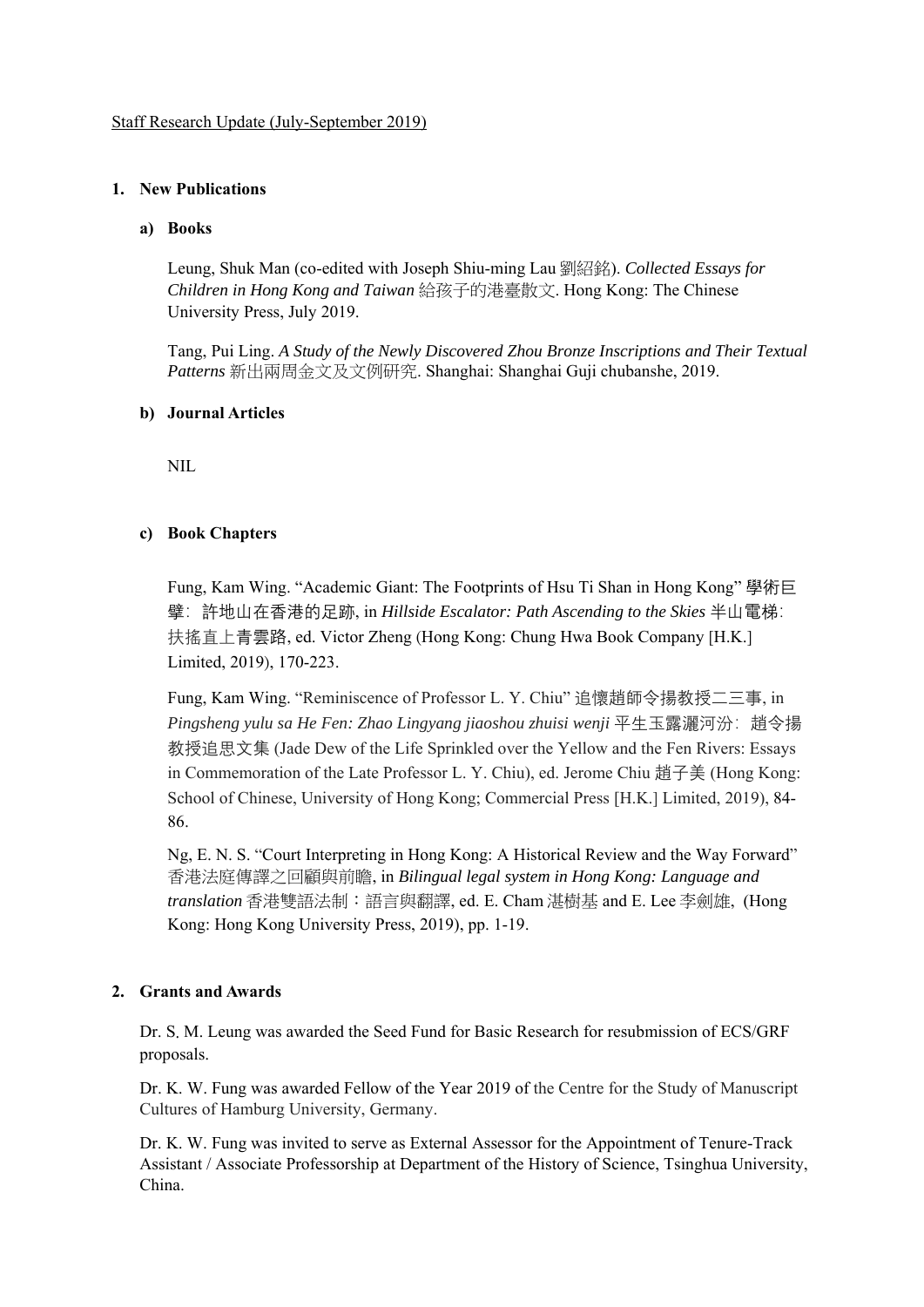Staff Research Update (July-September 2019)

**1. New Publications**

**a) Books**

Leung, Shuk Man (co-edited with Joseph Shiu-ming Lau 劉紹銘). *Collected Essays for Children in Hong Kong and Taiwan* 給孩子的港臺散文. Hong Kong: The Chinese University Press, July 2019.

Tang, Pui Ling. *A Study of the Newly Discovered Zhou Bronze Inscriptions and Their Textual Patterns* 新出兩周金文及文例研究. Shanghai: Shanghai Guji chubanshe, 2019.

**b) Journal Articles**

NIL

**c) Book Chapters**

Fung, Kam Wing. "Academic Giant: The Footprints of Hsu Ti Shan in Hong Kong" 學術巨擘：許地山在香港的足跡, in *Hillside Escalator: Path Ascending to the Skies* 半山電梯：扶搖直上青雲路, ed. Victor Zheng (Hong Kong: Chung Hwa Book Company [H.K.] Limited, 2019), 170-223.

Fung, Kam Wing. "Reminiscence of Professor L. Y. Chiu" 追懷趙師令揚教授二三事, in *Pingsheng yulu sa He Fen: Zhao Lingyang jiaoshou zhuisi wenji* 平生玉露灑河汾：趙令揚教授追思文集 (Jade Dew of the Life Sprinkled over the Yellow and the Fen Rivers: Essays in Commemoration of the Late Professor L. Y. Chiu), ed. Jerome Chiu 趙子美 (Hong Kong: School of Chinese, University of Hong Kong; Commercial Press [H.K.] Limited, 2019), 84-86.

Ng, E. N. S. "Court Interpreting in Hong Kong: A Historical Review and the Way Forward" 香港法庭傳譯之回顧與前瞻, in *Bilingual legal system in Hong Kong: Language and translation* 香港雙語法制：語言與翻譯, ed. E. Cham 湛樹基 and E. Lee 李劍雄, (Hong Kong: Hong Kong University Press, 2019), pp. 1-19.

**2. Grants and Awards**

Dr. S. M. Leung was awarded the Seed Fund for Basic Research for resubmission of ECS/GRF proposals.

Dr. K. W. Fung was awarded Fellow of the Year 2019 of the Centre for the Study of Manuscript Cultures of Hamburg University, Germany.

Dr. K. W. Fung was invited to serve as External Assessor for the Appointment of Tenure-Track Assistant / Associate Professorship at Department of the History of Science, Tsinghua University, China.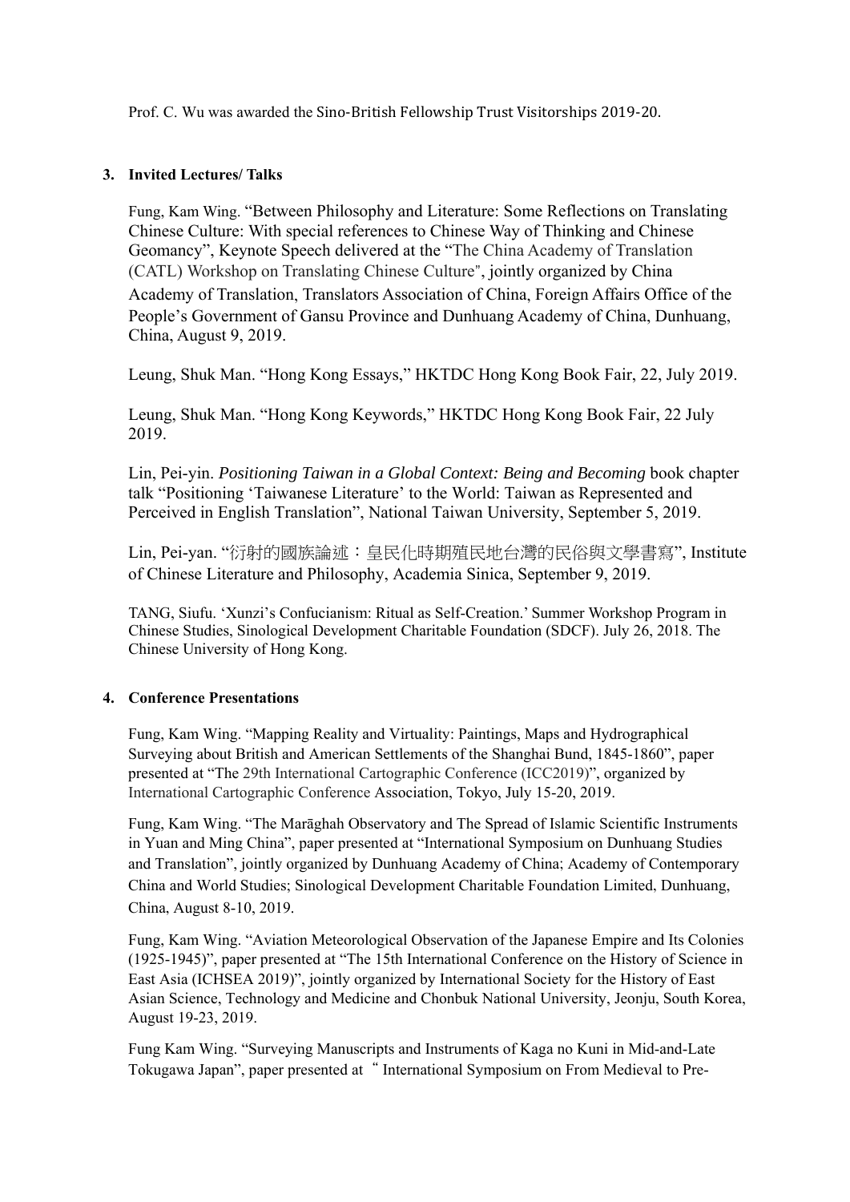Prof. C. Wu was awarded the Sino-British Fellowship Trust Visitorships 2019-20.

## 3. Invited Lectures/ Talks

Fung, Kam Wing. "Between Philosophy and Literature: Some Reflections on Translating Chinese Culture: With special references to Chinese Way of Thinking and Chinese Geomancy", Keynote Speech delivered at the "The China Academy of Translation (CATL) Workshop on Translating Chinese Culture", jointly organized by China Academy of Translation, Translators Association of China, Foreign Affairs Office of the People's Government of Gansu Province and Dunhuang Academy of China, Dunhuang, China, August 9, 2019.

Leung, Shuk Man. "Hong Kong Essays," HKTDC Hong Kong Book Fair, 22, July 2019.

Leung, Shuk Man. "Hong Kong Keywords," HKTDC Hong Kong Book Fair, 22 July 2019.

Lin, Pei-yin. *Positioning Taiwan in a Global Context: Being and Becoming* book chapter talk "Positioning 'Taiwanese Literature' to the World: Taiwan as Represented and Perceived in English Translation", National Taiwan University, September 5, 2019.

Lin, Pei-yan. "衍射的國族論述：皇民化時期殖民地台灣的民俗與文學書寫", Institute of Chinese Literature and Philosophy, Academia Sinica, September 9, 2019.

TANG, Siufu. 'Xunzi's Confucianism: Ritual as Self-Creation.' Summer Workshop Program in Chinese Studies, Sinological Development Charitable Foundation (SDCF). July 26, 2018. The Chinese University of Hong Kong.

## 4. Conference Presentations

Fung, Kam Wing. "Mapping Reality and Virtuality: Paintings, Maps and Hydrographical Surveying about British and American Settlements of the Shanghai Bund, 1845-1860", paper presented at "The 29th International Cartographic Conference (ICC2019)", organized by International Cartographic Conference Association, Tokyo, July 15-20, 2019.

Fung, Kam Wing. "The Marāghah Observatory and The Spread of Islamic Scientific Instruments in Yuan and Ming China", paper presented at "International Symposium on Dunhuang Studies and Translation", jointly organized by Dunhuang Academy of China; Academy of Contemporary China and World Studies; Sinological Development Charitable Foundation Limited, Dunhuang, China, August 8-10, 2019.

Fung, Kam Wing. "Aviation Meteorological Observation of the Japanese Empire and Its Colonies (1925-1945)", paper presented at "The 15th International Conference on the History of Science in East Asia (ICHSEA 2019)", jointly organized by International Society for the History of East Asian Science, Technology and Medicine and Chonbuk National University, Jeonju, South Korea, August 19-23, 2019.

Fung Kam Wing. "Surveying Manuscripts and Instruments of Kaga no Kuni in Mid-and-Late Tokugawa Japan", paper presented at " International Symposium on From Medieval to Pre-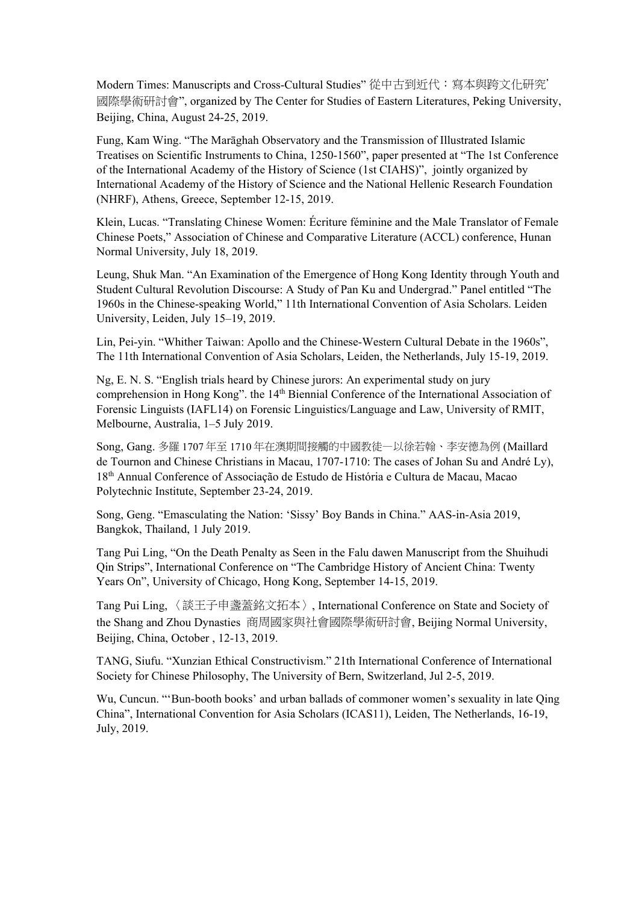Modern Times: Manuscripts and Cross-Cultural Studies" 從中古到近代：寫本與跨文化研究' 國際學術研討會", organized by The Center for Studies of Eastern Literatures, Peking University, Beijing, China, August 24-25, 2019.

Fung, Kam Wing. "The Marāghah Observatory and the Transmission of Illustrated Islamic Treatises on Scientific Instruments to China, 1250-1560", paper presented at "The 1st Conference of the International Academy of the History of Science (1st CIAHS)", jointly organized by International Academy of the History of Science and the National Hellenic Research Foundation (NHRF), Athens, Greece, September 12-15, 2019.

Klein, Lucas. "Translating Chinese Women: Écriture féminine and the Male Translator of Female Chinese Poets," Association of Chinese and Comparative Literature (ACCL) conference, Hunan Normal University, July 18, 2019.

Leung, Shuk Man. "An Examination of the Emergence of Hong Kong Identity through Youth and Student Cultural Revolution Discourse: A Study of Pan Ku and Undergrad." Panel entitled "The 1960s in the Chinese-speaking World," 11th International Convention of Asia Scholars. Leiden University, Leiden, July 15–19, 2019.

Lin, Pei-yin. "Whither Taiwan: Apollo and the Chinese-Western Cultural Debate in the 1960s", The 11th International Convention of Asia Scholars, Leiden, the Netherlands, July 15-19, 2019.

Ng, E. N. S. "English trials heard by Chinese jurors: An experimental study on jury comprehension in Hong Kong". the 14th Biennial Conference of the International Association of Forensic Linguists (IAFL14) on Forensic Linguistics/Language and Law, University of RMIT, Melbourne, Australia, 1–5 July 2019.

Song, Gang. 多羅 1707 年至 1710 年在澳期間接觸的中國教徒—以徐若翰、李安德為例 (Maillard de Tournon and Chinese Christians in Macau, 1707-1710: The cases of Johan Su and André Ly), 18th Annual Conference of Associação de Estudo de História e Cultura de Macau, Macao Polytechnic Institute, September 23-24, 2019.

Song, Geng. "Emasculating the Nation: 'Sissy' Boy Bands in China." AAS-in-Asia 2019, Bangkok, Thailand, 1 July 2019.

Tang Pui Ling, "On the Death Penalty as Seen in the Falu dawen Manuscript from the Shuihudi Qin Strips", International Conference on "The Cambridge History of Ancient China: Twenty Years On", University of Chicago, Hong Kong, September 14-15, 2019.

Tang Pui Ling, 〈談王子申盞蓋銘文拓本〉, International Conference on State and Society of the Shang and Zhou Dynasties 商周國家與社會國際學術研討會, Beijing Normal University, Beijing, China, October , 12-13, 2019.

TANG, Siufu. "Xunzian Ethical Constructivism." 21th International Conference of International Society for Chinese Philosophy, The University of Bern, Switzerland, Jul 2-5, 2019.

Wu, Cuncun. "'Bun-booth books' and urban ballads of commoner women's sexuality in late Qing China", International Convention for Asia Scholars (ICAS11), Leiden, The Netherlands, 16-19, July, 2019.